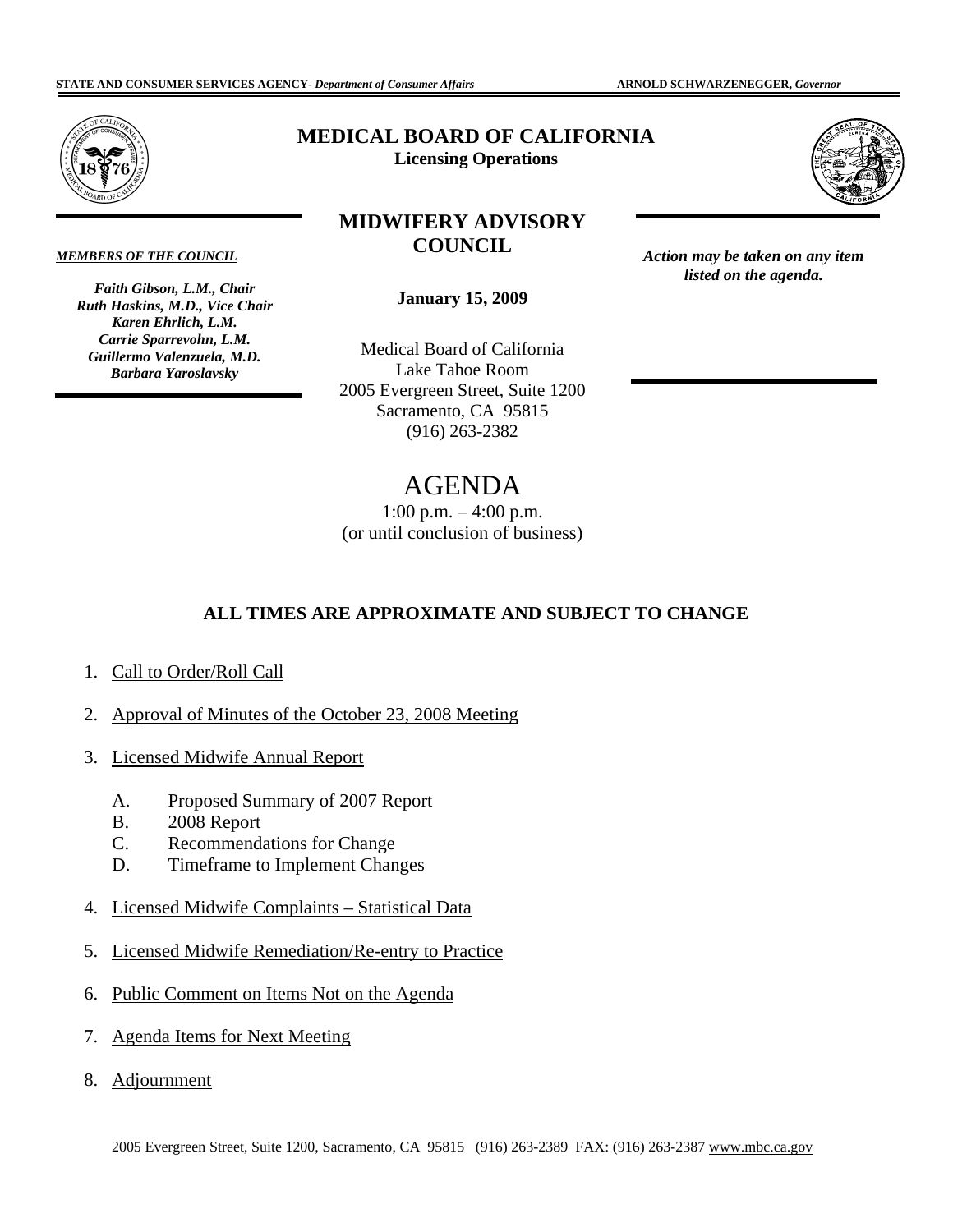STATE AND CONSUMER SERVICES AGENCY- *Department of Consumer Affairs* ARNOLD SCHWARZENEGGER, *Governor*

# MEDICAL BOARD OF CALIFORNIA

**Licensing Operations**

## MIDWIFERY ADVISORY COUNCIL

***MEMBERS OF THE COUNCIL***

*Faith Gibson, L.M., Chair*
*Ruth Haskins, M.D., Vice Chair*
*Karen Ehrlich, L.M.*
*Carrie Sparrevohn, L.M.*
*Guillermo Valenzuela, M.D.*
*Barbara Yaroslavsky*

***Action may be taken on any item listed on the agenda.***

**January 15, 2009**

Medical Board of California
Lake Tahoe Room
2005 Evergreen Street, Suite 1200
Sacramento, CA 95815
(916) 263-2382

# AGENDA

1:00 p.m. – 4:00 p.m.
(or until conclusion of business)

**ALL TIMES ARE APPROXIMATE AND SUBJECT TO CHANGE**

1. Call to Order/Roll Call
2. Approval of Minutes of the October 23, 2008 Meeting
3. Licensed Midwife Annual Report
   - A. Proposed Summary of 2007 Report
   - B. 2008 Report
   - C. Recommendations for Change
   - D. Timeframe to Implement Changes
4. Licensed Midwife Complaints – Statistical Data
5. Licensed Midwife Remediation/Re-entry to Practice
6. Public Comment on Items Not on the Agenda
7. Agenda Items for Next Meeting
8. Adjournment

2005 Evergreen Street, Suite 1200, Sacramento, CA 95815 (916) 263-2389 FAX: (916) 263-2387 www.mbc.ca.gov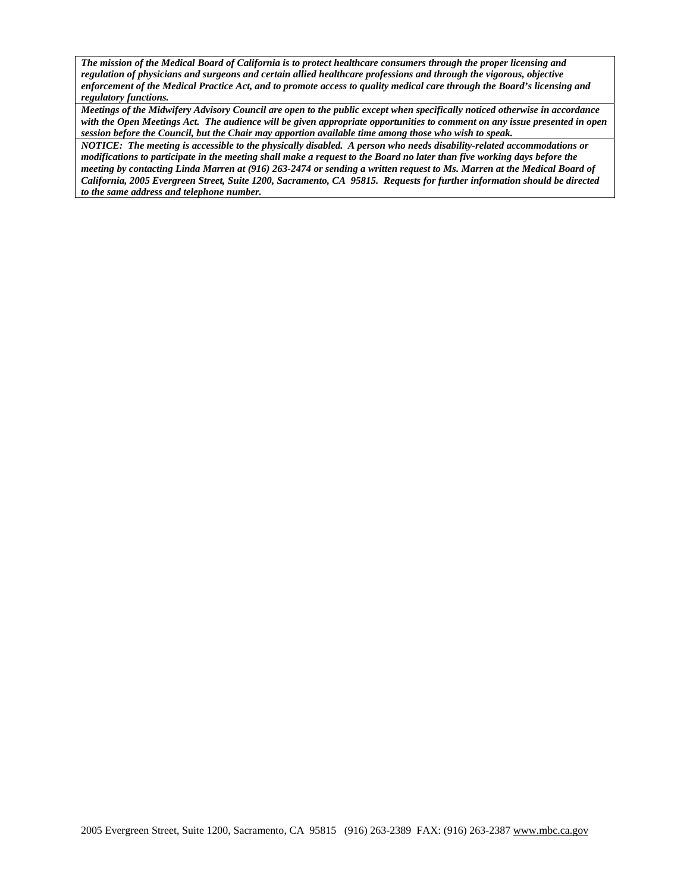***The mission of the Medical Board of California is to protect healthcare consumers through the proper licensing and regulation of physicians and surgeons and certain allied healthcare professions and through the vigorous, objective enforcement of the Medical Practice Act, and to promote access to quality medical care through the Board's licensing and regulatory functions.***

***Meetings of the Midwifery Advisory Council are open to the public except when specifically noticed otherwise in accordance with the Open Meetings Act. The audience will be given appropriate opportunities to comment on any issue presented in open session before the Council, but the Chair may apportion available time among those who wish to speak.***

***NOTICE: The meeting is accessible to the physically disabled. A person who needs disability-related accommodations or modifications to participate in the meeting shall make a request to the Board no later than five working days before the meeting by contacting Linda Marren at (916) 263-2474 or sending a written request to Ms. Marren at the Medical Board of California, 2005 Evergreen Street, Suite 1200, Sacramento, CA 95815. Requests for further information should be directed to the same address and telephone number.***

2005 Evergreen Street, Suite 1200, Sacramento, CA 95815 (916) 263-2389 FAX: (916) 263-2387 www.mbc.ca.gov